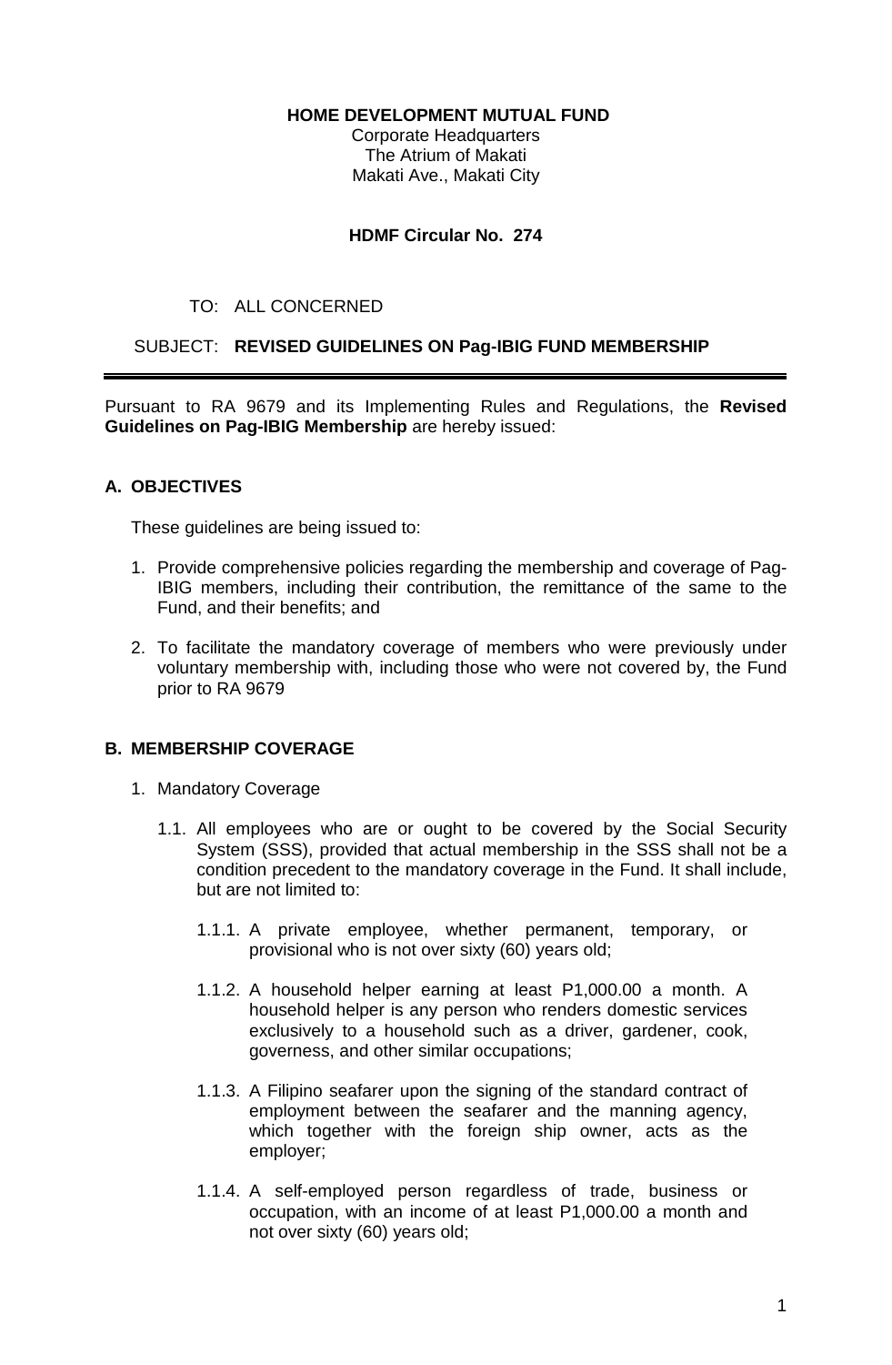**HOME DEVELOPMENT MUTUAL FUND**
Corporate Headquarters
The Atrium of Makati
Makati Ave., Makati City

**HDMF Circular No. 274**

TO: ALL CONCERNED

SUBJECT: **REVISED GUIDELINES ON Pag-IBIG FUND MEMBERSHIP**

---

Pursuant to RA 9679 and its Implementing Rules and Regulations, the **Revised Guidelines on Pag-IBIG Membership** are hereby issued:

## A. OBJECTIVES

These guidelines are being issued to:

1. Provide comprehensive policies regarding the membership and coverage of Pag-IBIG members, including their contribution, the remittance of the same to the Fund, and their benefits; and

2. To facilitate the mandatory coverage of members who were previously under voluntary membership with, including those who were not covered by, the Fund prior to RA 9679

## B. MEMBERSHIP COVERAGE

1. Mandatory Coverage

   1.1. All employees who are or ought to be covered by the Social Security System (SSS), provided that actual membership in the SSS shall not be a condition precedent to the mandatory coverage in the Fund. It shall include, but are not limited to:

   1.1.1. A private employee, whether permanent, temporary, or provisional who is not over sixty (60) years old;

   1.1.2. A household helper earning at least P1,000.00 a month. A household helper is any person who renders domestic services exclusively to a household such as a driver, gardener, cook, governess, and other similar occupations;

   1.1.3. A Filipino seafarer upon the signing of the standard contract of employment between the seafarer and the manning agency, which together with the foreign ship owner, acts as the employer;

   1.1.4. A self-employed person regardless of trade, business or occupation, with an income of at least P1,000.00 a month and not over sixty (60) years old;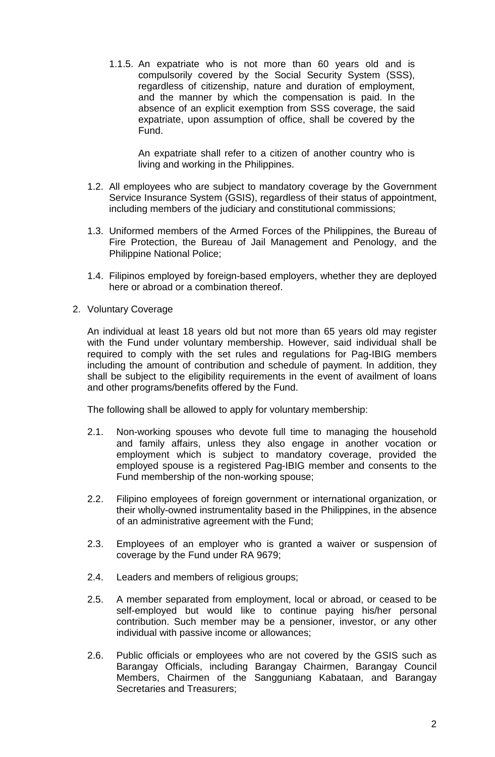1.1.5. An expatriate who is not more than 60 years old and is compulsorily covered by the Social Security System (SSS), regardless of citizenship, nature and duration of employment, and the manner by which the compensation is paid. In the absence of an explicit exemption from SSS coverage, the said expatriate, upon assumption of office, shall be covered by the Fund.

An expatriate shall refer to a citizen of another country who is living and working in the Philippines.

1.2. All employees who are subject to mandatory coverage by the Government Service Insurance System (GSIS), regardless of their status of appointment, including members of the judiciary and constitutional commissions;

1.3. Uniformed members of the Armed Forces of the Philippines, the Bureau of Fire Protection, the Bureau of Jail Management and Penology, and the Philippine National Police;

1.4. Filipinos employed by foreign-based employers, whether they are deployed here or abroad or a combination thereof.

2. Voluntary Coverage

An individual at least 18 years old but not more than 65 years old may register with the Fund under voluntary membership. However, said individual shall be required to comply with the set rules and regulations for Pag-IBIG members including the amount of contribution and schedule of payment. In addition, they shall be subject to the eligibility requirements in the event of availment of loans and other programs/benefits offered by the Fund.

The following shall be allowed to apply for voluntary membership:

2.1. Non-working spouses who devote full time to managing the household and family affairs, unless they also engage in another vocation or employment which is subject to mandatory coverage, provided the employed spouse is a registered Pag-IBIG member and consents to the Fund membership of the non-working spouse;

2.2. Filipino employees of foreign government or international organization, or their wholly-owned instrumentality based in the Philippines, in the absence of an administrative agreement with the Fund;

2.3. Employees of an employer who is granted a waiver or suspension of coverage by the Fund under RA 9679;

2.4. Leaders and members of religious groups;

2.5. A member separated from employment, local or abroad, or ceased to be self-employed but would like to continue paying his/her personal contribution. Such member may be a pensioner, investor, or any other individual with passive income or allowances;

2.6. Public officials or employees who are not covered by the GSIS such as Barangay Officials, including Barangay Chairmen, Barangay Council Members, Chairmen of the Sangguniang Kabataan, and Barangay Secretaries and Treasurers;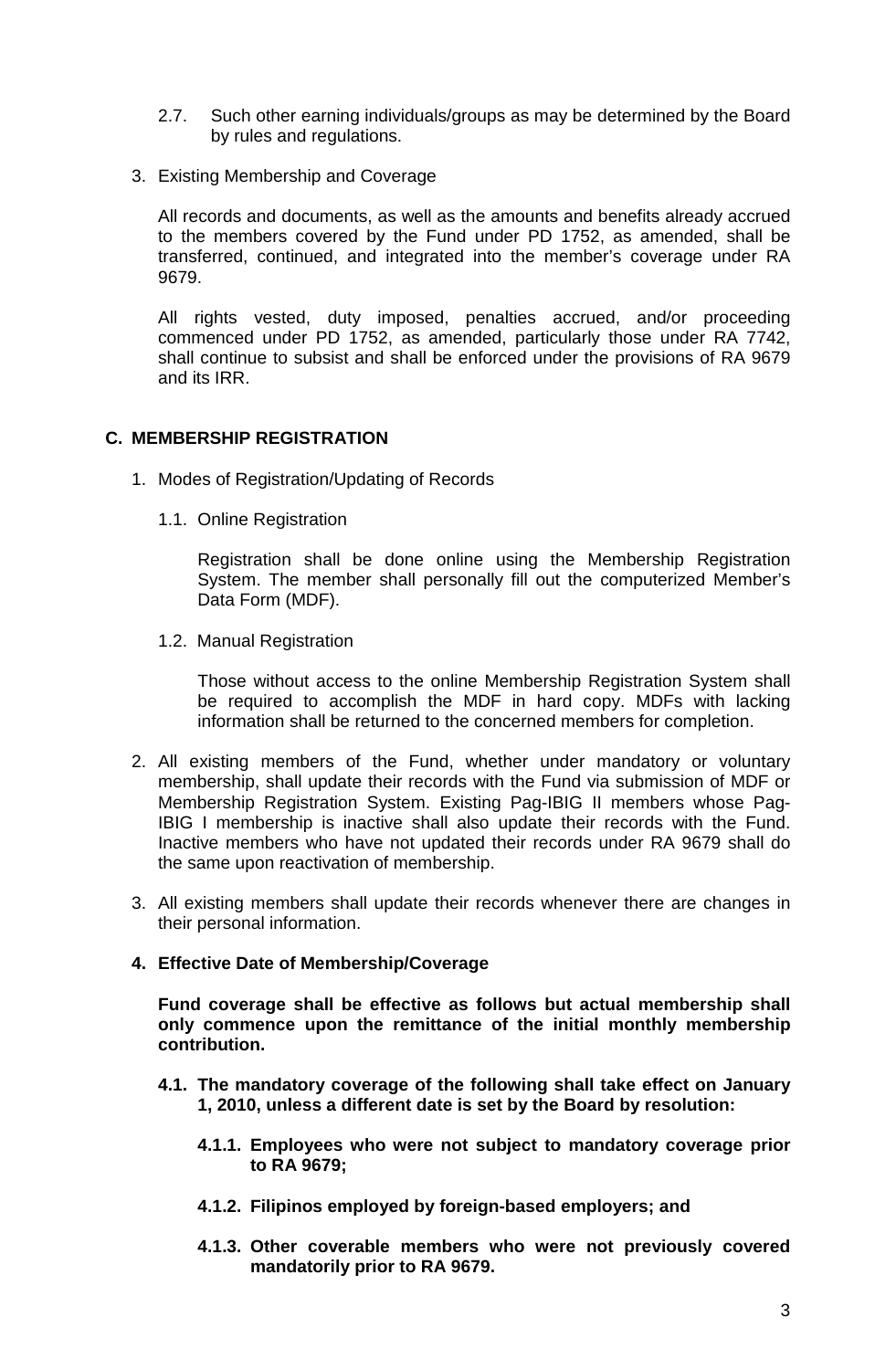2.7. Such other earning individuals/groups as may be determined by the Board by rules and regulations.

3. Existing Membership and Coverage

   All records and documents, as well as the amounts and benefits already accrued to the members covered by the Fund under PD 1752, as amended, shall be transferred, continued, and integrated into the member's coverage under RA 9679.

   All rights vested, duty imposed, penalties accrued, and/or proceeding commenced under PD 1752, as amended, particularly those under RA 7742, shall continue to subsist and shall be enforced under the provisions of RA 9679 and its IRR.

## C. MEMBERSHIP REGISTRATION

1. Modes of Registration/Updating of Records

   1.1. Online Registration

   Registration shall be done online using the Membership Registration System. The member shall personally fill out the computerized Member's Data Form (MDF).

   1.2. Manual Registration

   Those without access to the online Membership Registration System shall be required to accomplish the MDF in hard copy. MDFs with lacking information shall be returned to the concerned members for completion.

2. All existing members of the Fund, whether under mandatory or voluntary membership, shall update their records with the Fund via submission of MDF or Membership Registration System. Existing Pag-IBIG II members whose Pag-IBIG I membership is inactive shall also update their records with the Fund. Inactive members who have not updated their records under RA 9679 shall do the same upon reactivation of membership.

3. All existing members shall update their records whenever there are changes in their personal information.

4. **Effective Date of Membership/Coverage**

   **Fund coverage shall be effective as follows but actual membership shall only commence upon the remittance of the initial monthly membership contribution.**

   **4.1. The mandatory coverage of the following shall take effect on January 1, 2010, unless a different date is set by the Board by resolution:**

   **4.1.1. Employees who were not subject to mandatory coverage prior to RA 9679;**

   **4.1.2. Filipinos employed by foreign-based employers; and**

   **4.1.3. Other coverable members who were not previously covered mandatorily prior to RA 9679.**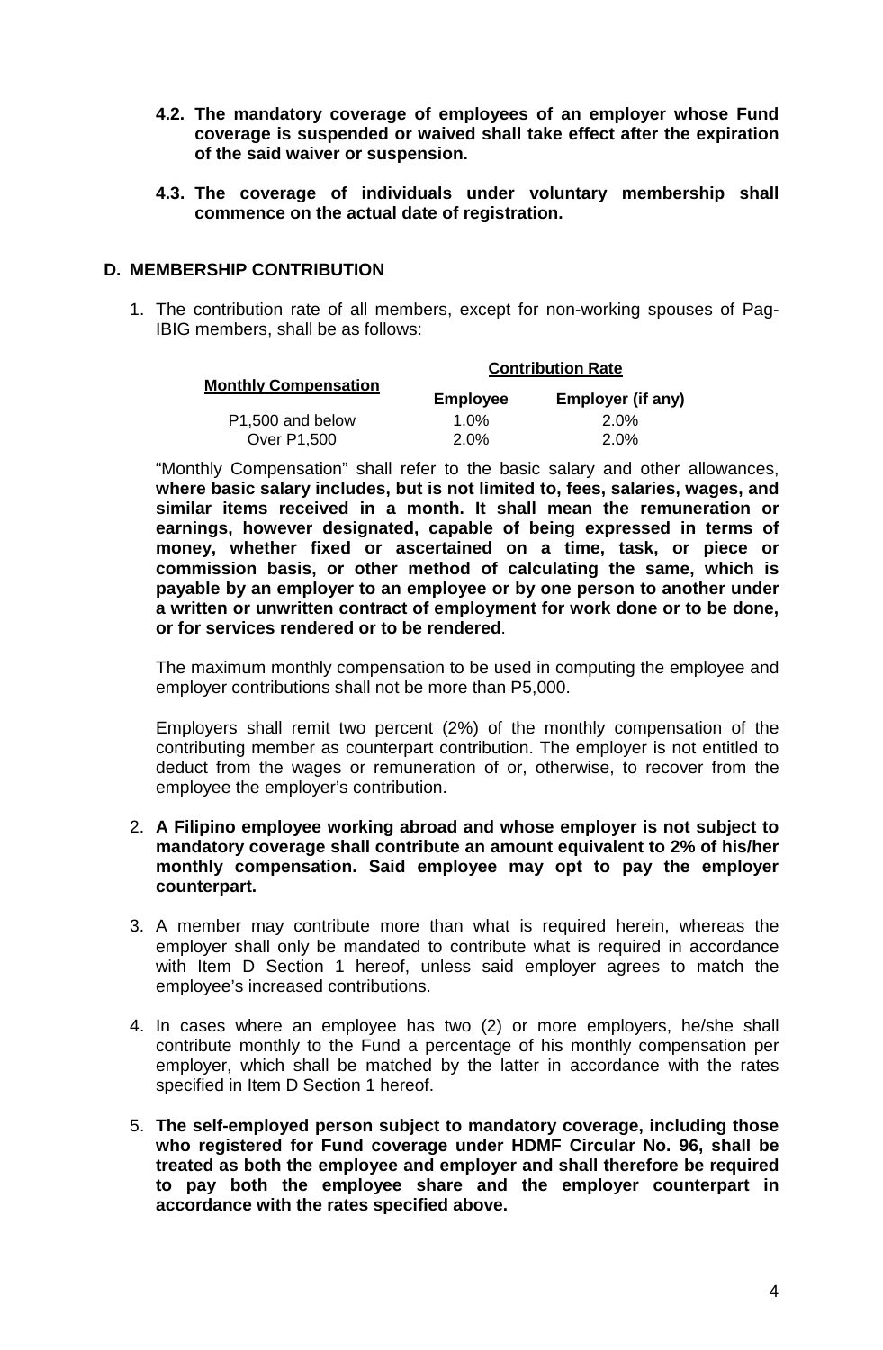**4.2. The mandatory coverage of employees of an employer whose Fund coverage is suspended or waived shall take effect after the expiration of the said waiver or suspension.**

**4.3. The coverage of individuals under voluntary membership shall commence on the actual date of registration.**

## D. MEMBERSHIP CONTRIBUTION

1. The contribution rate of all members, except for non-working spouses of Pag-IBIG members, shall be as follows:

| Monthly Compensation | Contribution Rate | |
|---|---|---|
| | **Employee** | **Employer (if any)** |
| P1,500 and below | 1.0% | 2.0% |
| Over P1,500 | 2.0% | 2.0% |

“Monthly Compensation” shall refer to the basic salary and other allowances, **where basic salary includes, but is not limited to, fees, salaries, wages, and similar items received in a month. It shall mean the remuneration or earnings, however designated, capable of being expressed in terms of money, whether fixed or ascertained on a time, task, or piece or commission basis, or other method of calculating the same, which is payable by an employer to an employee or by one person to another under a written or unwritten contract of employment for work done or to be done, or for services rendered or to be rendered**.

The maximum monthly compensation to be used in computing the employee and employer contributions shall not be more than P5,000.

Employers shall remit two percent (2%) of the monthly compensation of the contributing member as counterpart contribution. The employer is not entitled to deduct from the wages or remuneration of or, otherwise, to recover from the employee the employer’s contribution.

2. **A Filipino employee working abroad and whose employer is not subject to mandatory coverage shall contribute an amount equivalent to 2% of his/her monthly compensation. Said employee may opt to pay the employer counterpart.**

3. A member may contribute more than what is required herein, whereas the employer shall only be mandated to contribute what is required in accordance with Item D Section 1 hereof, unless said employer agrees to match the employee’s increased contributions.

4. In cases where an employee has two (2) or more employers, he/she shall contribute monthly to the Fund a percentage of his monthly compensation per employer, which shall be matched by the latter in accordance with the rates specified in Item D Section 1 hereof.

5. **The self-employed person subject to mandatory coverage, including those who registered for Fund coverage under HDMF Circular No. 96, shall be treated as both the employee and employer and shall therefore be required to pay both the employee share and the employer counterpart in accordance with the rates specified above.**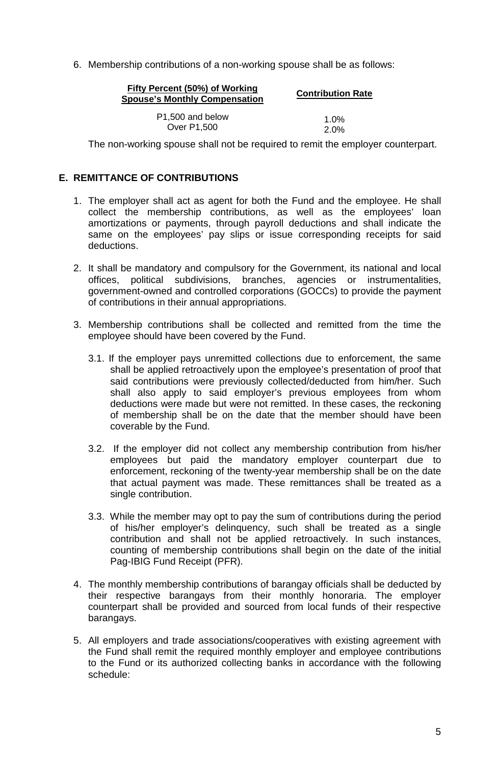6. Membership contributions of a non-working spouse shall be as follows:

| Fifty Percent (50%) of Working Spouse's Monthly Compensation | Contribution Rate |
|---|---|
| P1,500 and below | 1.0% |
| Over P1,500 | 2.0% |

The non-working spouse shall not be required to remit the employer counterpart.

## E. REMITTANCE OF CONTRIBUTIONS

1. The employer shall act as agent for both the Fund and the employee. He shall collect the membership contributions, as well as the employees' loan amortizations or payments, through payroll deductions and shall indicate the same on the employees' pay slips or issue corresponding receipts for said deductions.

2. It shall be mandatory and compulsory for the Government, its national and local offices, political subdivisions, branches, agencies or instrumentalities, government-owned and controlled corporations (GOCCs) to provide the payment of contributions in their annual appropriations.

3. Membership contributions shall be collected and remitted from the time the employee should have been covered by the Fund.

   3.1. If the employer pays unremitted collections due to enforcement, the same shall be applied retroactively upon the employee's presentation of proof that said contributions were previously collected/deducted from him/her. Such shall also apply to said employer's previous employees from whom deductions were made but were not remitted. In these cases, the reckoning of membership shall be on the date that the member should have been coverable by the Fund.

   3.2. If the employer did not collect any membership contribution from his/her employees but paid the mandatory employer counterpart due to enforcement, reckoning of the twenty-year membership shall be on the date that actual payment was made. These remittances shall be treated as a single contribution.

   3.3. While the member may opt to pay the sum of contributions during the period of his/her employer's delinquency, such shall be treated as a single contribution and shall not be applied retroactively. In such instances, counting of membership contributions shall begin on the date of the initial Pag-IBIG Fund Receipt (PFR).

4. The monthly membership contributions of barangay officials shall be deducted by their respective barangays from their monthly honoraria. The employer counterpart shall be provided and sourced from local funds of their respective barangays.

5. All employers and trade associations/cooperatives with existing agreement with the Fund shall remit the required monthly employer and employee contributions to the Fund or its authorized collecting banks in accordance with the following schedule: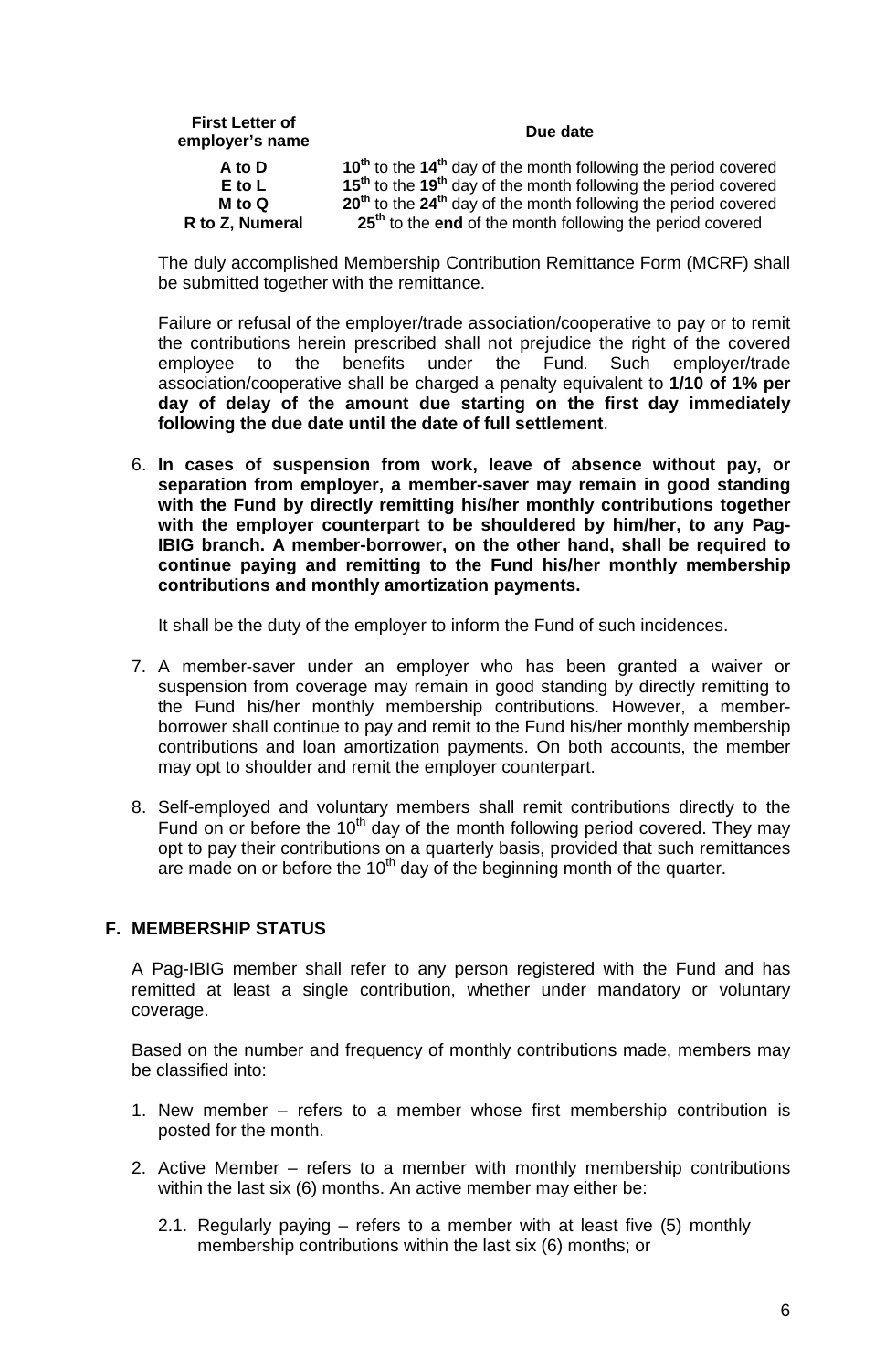| First Letter of employer's name | Due date |
|---|---|
| A to D | 10th to the 14th day of the month following the period covered |
| E to L | 15th to the 19th day of the month following the period covered |
| M to Q | 20th to the 24th day of the month following the period covered |
| R to Z, Numeral | 25th to the **end** of the month following the period covered |

The duly accomplished Membership Contribution Remittance Form (MCRF) shall be submitted together with the remittance.

Failure or refusal of the employer/trade association/cooperative to pay or to remit the contributions herein prescribed shall not prejudice the right of the covered employee to the benefits under the Fund. Such employer/trade association/cooperative shall be charged a penalty equivalent to **1/10 of 1% per day of delay of the amount due starting on the first day immediately following the due date until the date of full settlement**.

6. **In cases of suspension from work, leave of absence without pay, or separation from employer, a member-saver may remain in good standing with the Fund by directly remitting his/her monthly contributions together with the employer counterpart to be shouldered by him/her, to any Pag-IBIG branch. A member-borrower, on the other hand, shall be required to continue paying and remitting to the Fund his/her monthly membership contributions and monthly amortization payments.**

   It shall be the duty of the employer to inform the Fund of such incidences.

7. A member-saver under an employer who has been granted a waiver or suspension from coverage may remain in good standing by directly remitting to the Fund his/her monthly membership contributions. However, a member-borrower shall continue to pay and remit to the Fund his/her monthly membership contributions and loan amortization payments. On both accounts, the member may opt to shoulder and remit the employer counterpart.

8. Self-employed and voluntary members shall remit contributions directly to the Fund on or before the 10th day of the month following period covered. They may opt to pay their contributions on a quarterly basis, provided that such remittances are made on or before the 10th day of the beginning month of the quarter.

## F. MEMBERSHIP STATUS

A Pag-IBIG member shall refer to any person registered with the Fund and has remitted at least a single contribution, whether under mandatory or voluntary coverage.

Based on the number and frequency of monthly contributions made, members may be classified into:

1. New member – refers to a member whose first membership contribution is posted for the month.

2. Active Member – refers to a member with monthly membership contributions within the last six (6) months. An active member may either be:

   2.1. Regularly paying – refers to a member with at least five (5) monthly membership contributions within the last six (6) months; or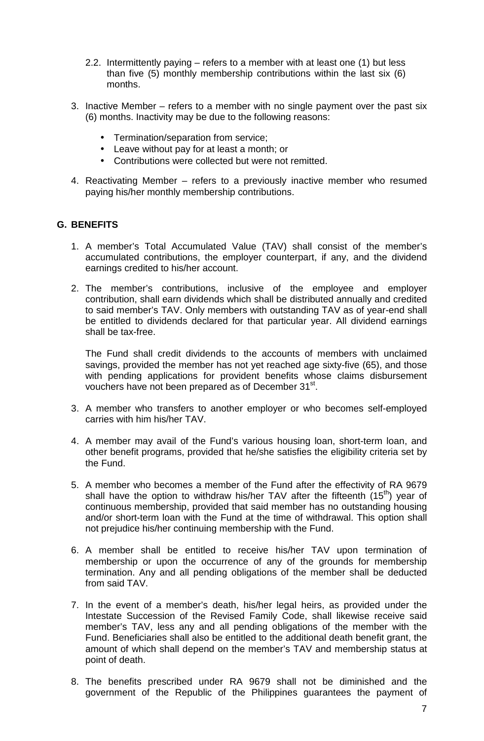2.2. Intermittently paying – refers to a member with at least one (1) but less than five (5) monthly membership contributions within the last six (6) months.

3. Inactive Member – refers to a member with no single payment over the past six (6) months. Inactivity may be due to the following reasons:

   - Termination/separation from service;
   - Leave without pay for at least a month; or
   - Contributions were collected but were not remitted.

4. Reactivating Member – refers to a previously inactive member who resumed paying his/her monthly membership contributions.

## G. BENEFITS

1. A member's Total Accumulated Value (TAV) shall consist of the member's accumulated contributions, the employer counterpart, if any, and the dividend earnings credited to his/her account.

2. The member's contributions, inclusive of the employee and employer contribution, shall earn dividends which shall be distributed annually and credited to said member's TAV. Only members with outstanding TAV as of year-end shall be entitled to dividends declared for that particular year. All dividend earnings shall be tax-free.

   The Fund shall credit dividends to the accounts of members with unclaimed savings, provided the member has not yet reached age sixty-five (65), and those with pending applications for provident benefits whose claims disbursement vouchers have not been prepared as of December 31st.

3. A member who transfers to another employer or who becomes self-employed carries with him his/her TAV.

4. A member may avail of the Fund's various housing loan, short-term loan, and other benefit programs, provided that he/she satisfies the eligibility criteria set by the Fund.

5. A member who becomes a member of the Fund after the effectivity of RA 9679 shall have the option to withdraw his/her TAV after the fifteenth (15th) year of continuous membership, provided that said member has no outstanding housing and/or short-term loan with the Fund at the time of withdrawal. This option shall not prejudice his/her continuing membership with the Fund.

6. A member shall be entitled to receive his/her TAV upon termination of membership or upon the occurrence of any of the grounds for membership termination. Any and all pending obligations of the member shall be deducted from said TAV.

7. In the event of a member's death, his/her legal heirs, as provided under the Intestate Succession of the Revised Family Code, shall likewise receive said member's TAV, less any and all pending obligations of the member with the Fund. Beneficiaries shall also be entitled to the additional death benefit grant, the amount of which shall depend on the member's TAV and membership status at point of death.

8. The benefits prescribed under RA 9679 shall not be diminished and the government of the Republic of the Philippines guarantees the payment of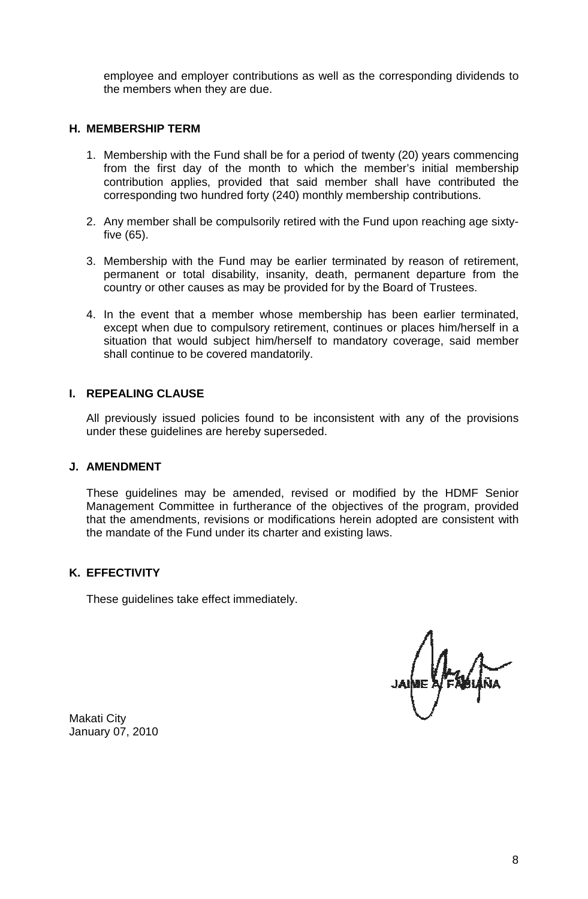employee and employer contributions as well as the corresponding dividends to the members when they are due.

### H. MEMBERSHIP TERM

1. Membership with the Fund shall be for a period of twenty (20) years commencing from the first day of the month to which the member's initial membership contribution applies, provided that said member shall have contributed the corresponding two hundred forty (240) monthly membership contributions.

2. Any member shall be compulsorily retired with the Fund upon reaching age sixty-five (65).

3. Membership with the Fund may be earlier terminated by reason of retirement, permanent or total disability, insanity, death, permanent departure from the country or other causes as may be provided for by the Board of Trustees.

4. In the event that a member whose membership has been earlier terminated, except when due to compulsory retirement, continues or places him/herself in a situation that would subject him/herself to mandatory coverage, said member shall continue to be covered mandatorily.

### I. REPEALING CLAUSE

All previously issued policies found to be inconsistent with any of the provisions under these guidelines are hereby superseded.

### J. AMENDMENT

These guidelines may be amended, revised or modified by the HDMF Senior Management Committee in furtherance of the objectives of the program, provided that the amendments, revisions or modifications herein adopted are consistent with the mandate of the Fund under its charter and existing laws.

### K. EFFECTIVITY

These guidelines take effect immediately.

JAIME A. FABIAÑA

Makati City
January 07, 2010